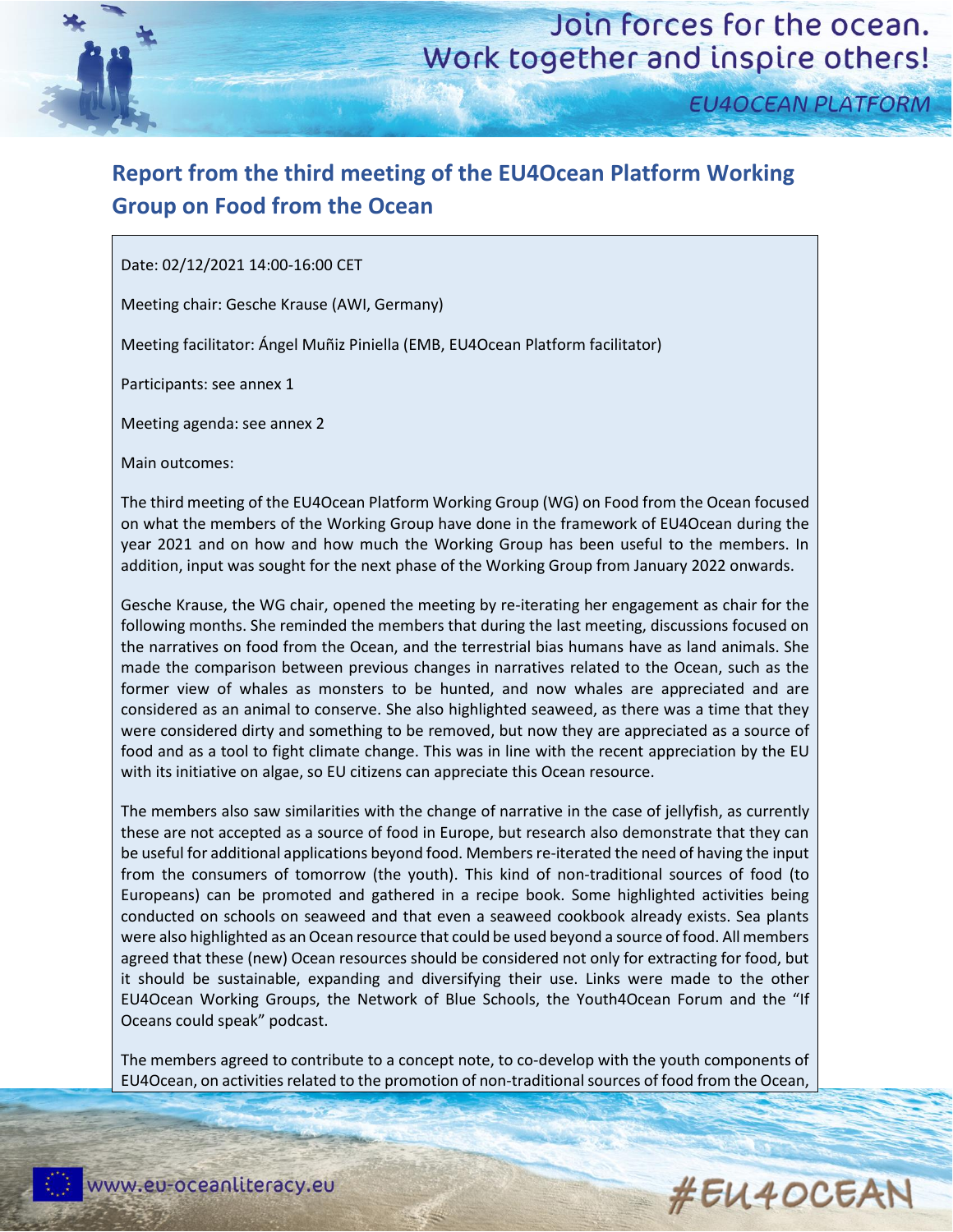# Report from the third meeting of the EU4Ocean Platform Working Group on Food from the Ocean

Date: 02/12/2021 14:00-16:00 CET

Meeting chair: Gesche Krause (AWI, Germany)

Meeting facilitator: Ángel Muñiz Piniella (EMB, EU4Ocean Platform facilitator)

Participants: see annex 1

Meeting agenda: see annex 2

Main outcomes:

The third meeting of the EU4Ocean Platform Working Group (WG) on Food from the Ocean focused on what the members of the Working Group have done in the framework of EU4Ocean during the year 2021 and on how and how much the Working Group has been useful to the members. In addition, input was sought for the next phase of the Working Group from January 2022 onwards.

Gesche Krause, the WG chair, opened the meeting by re-iterating her engagement as chair for the following months. She reminded the members that during the last meeting, discussions focused on the narratives on food from the Ocean, and the terrestrial bias humans have as land animals. She made the comparison between previous changes in narratives related to the Ocean, such as the former view of whales as monsters to be hunted, and now whales are appreciated and are considered as an animal to conserve. She also highlighted seaweed, as there was a time that they were considered dirty and something to be removed, but now they are appreciated as a source of food and as a tool to fight climate change. This was in line with the recent appreciation by the EU with its initiative on algae, so EU citizens can appreciate this Ocean resource.

The members also saw similarities with the change of narrative in the case of jellyfish, as currently these are not accepted as a source of food in Europe, but research also demonstrate that they can be useful for additional applications beyond food. Members re-iterated the need of having the input from the consumers of tomorrow (the youth). This kind of non-traditional sources of food (to Europeans) can be promoted and gathered in a recipe book. Some highlighted activities being conducted on schools on seaweed and that even a seaweed cookbook already exists. Sea plants were also highlighted as an Ocean resource that could be used beyond a source of food. All members agreed that these (new) Ocean resources should be considered not only for extracting for food, but it should be sustainable, expanding and diversifying their use. Links were made to the other EU4Ocean Working Groups, the Network of Blue Schools, the Youth4Ocean Forum and the "If Oceans could speak" podcast.

The members agreed to contribute to a concept note, to co-develop with the youth components of EU4Ocean, on activities related to the promotion of non-traditional sources of food from the Ocean,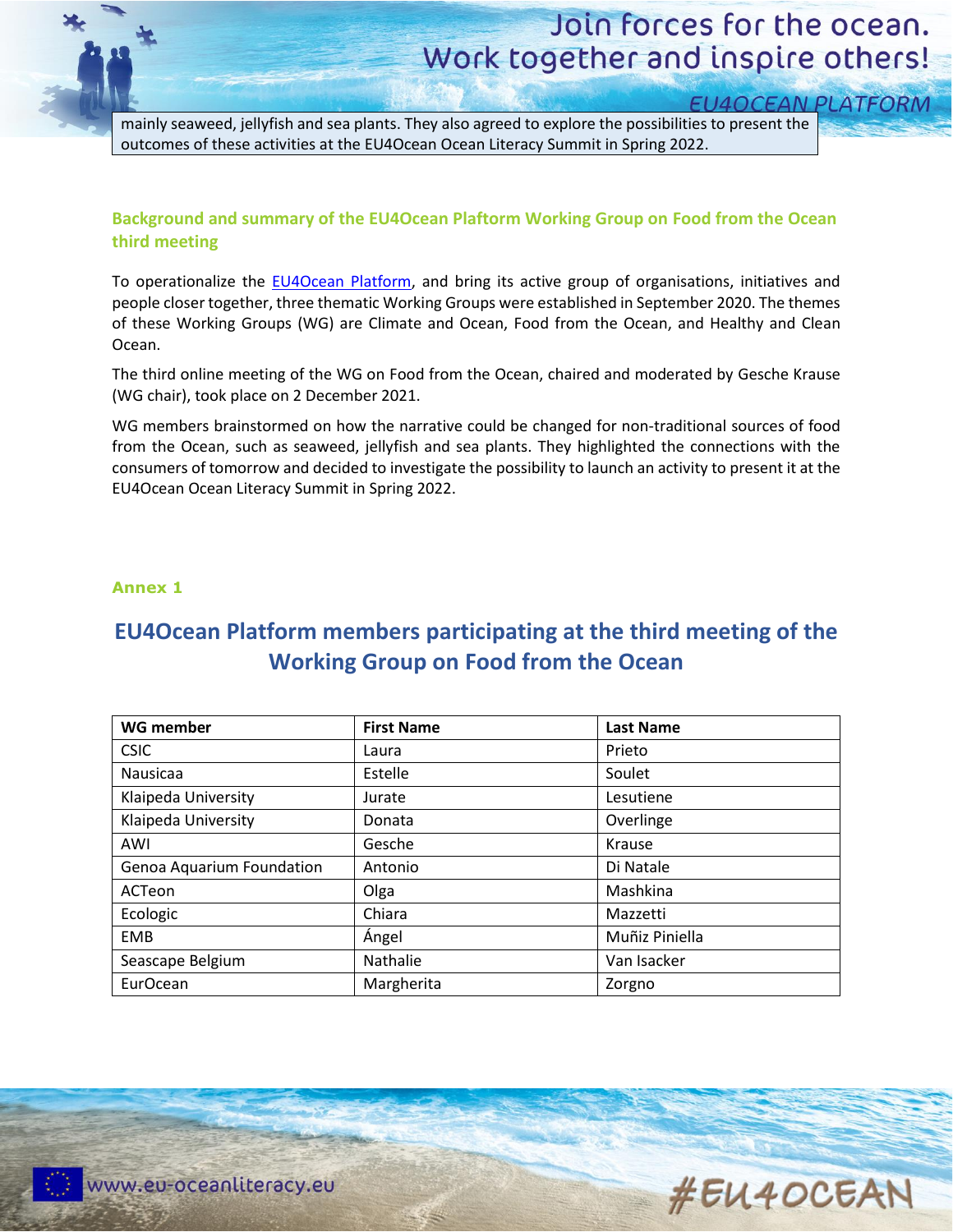mainly seaweed, jellyfish and sea plants. They also agreed to explore the possibilities to present the outcomes of these activities at the EU4Ocean Ocean Literacy Summit in Spring 2022.

## Background and summary of the EU4Ocean Plaftorm Working Group on Food from the Ocean third meeting

To operationalize the EU4Ocean Platform, and bring its active group of organisations, initiatives and people closer together, three thematic Working Groups were established in September 2020. The themes of these Working Groups (WG) are Climate and Ocean, Food from the Ocean, and Healthy and Clean Ocean.

The third online meeting of the WG on Food from the Ocean, chaired and moderated by Gesche Krause (WG chair), took place on 2 December 2021.

WG members brainstormed on how the narrative could be changed for non-traditional sources of food from the Ocean, such as seaweed, jellyfish and sea plants. They highlighted the connections with the consumers of tomorrow and decided to investigate the possibility to launch an activity to present it at the EU4Ocean Ocean Literacy Summit in Spring 2022.

### Annex 1

## EU4Ocean Platform members participating at the third meeting of the Working Group on Food from the Ocean

| WG member | First Name | Last Name |
|---|---|---|
| CSIC | Laura | Prieto |
| Nausicaa | Estelle | Soulet |
| Klaipeda University | Jurate | Lesutiene |
| Klaipeda University | Donata | Overlinge |
| AWI | Gesche | Krause |
| Genoa Aquarium Foundation | Antonio | Di Natale |
| ACTeon | Olga | Mashkina |
| Ecologic | Chiara | Mazzetti |
| EMB | Ángel | Muñiz Piniella |
| Seascape Belgium | Nathalie | Van Isacker |
| EurOcean | Margherita | Zorgno |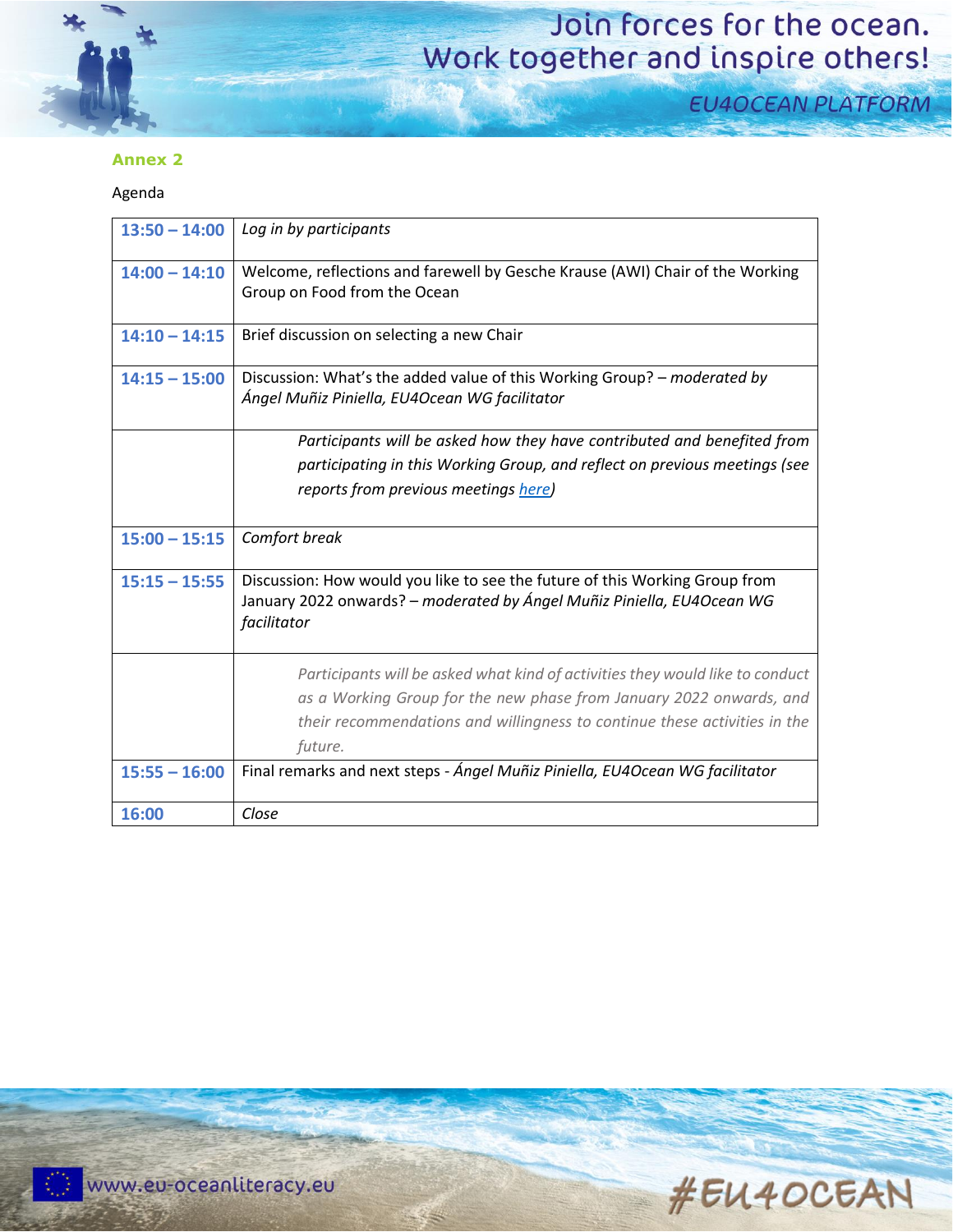## Annex 2

Agenda

| | |
|---|---|
| **13:50 – 14:00** | *Log in by participants* |
| **14:00 – 14:10** | Welcome, reflections and farewell by Gesche Krause (AWI) Chair of the Working Group on Food from the Ocean |
| **14:10 – 14:15** | Brief discussion on selecting a new Chair |
| **14:15 – 15:00** | Discussion: What's the added value of this Working Group? – *moderated by Ángel Muñiz Piniella, EU4Ocean WG facilitator* |
| | *Participants will be asked how they have contributed and benefited from participating in this Working Group, and reflect on previous meetings (see reports from previous meetings here)* |
| **15:00 – 15:15** | *Comfort break* |
| **15:15 – 15:55** | Discussion: How would you like to see the future of this Working Group from January 2022 onwards? – *moderated by Ángel Muñiz Piniella, EU4Ocean WG facilitator* |
| | *Participants will be asked what kind of activities they would like to conduct as a Working Group for the new phase from January 2022 onwards, and their recommendations and willingness to continue these activities in the future.* |
| **15:55 – 16:00** | Final remarks and next steps - *Ángel Muñiz Piniella, EU4Ocean WG facilitator* |
| **16:00** | *Close* |